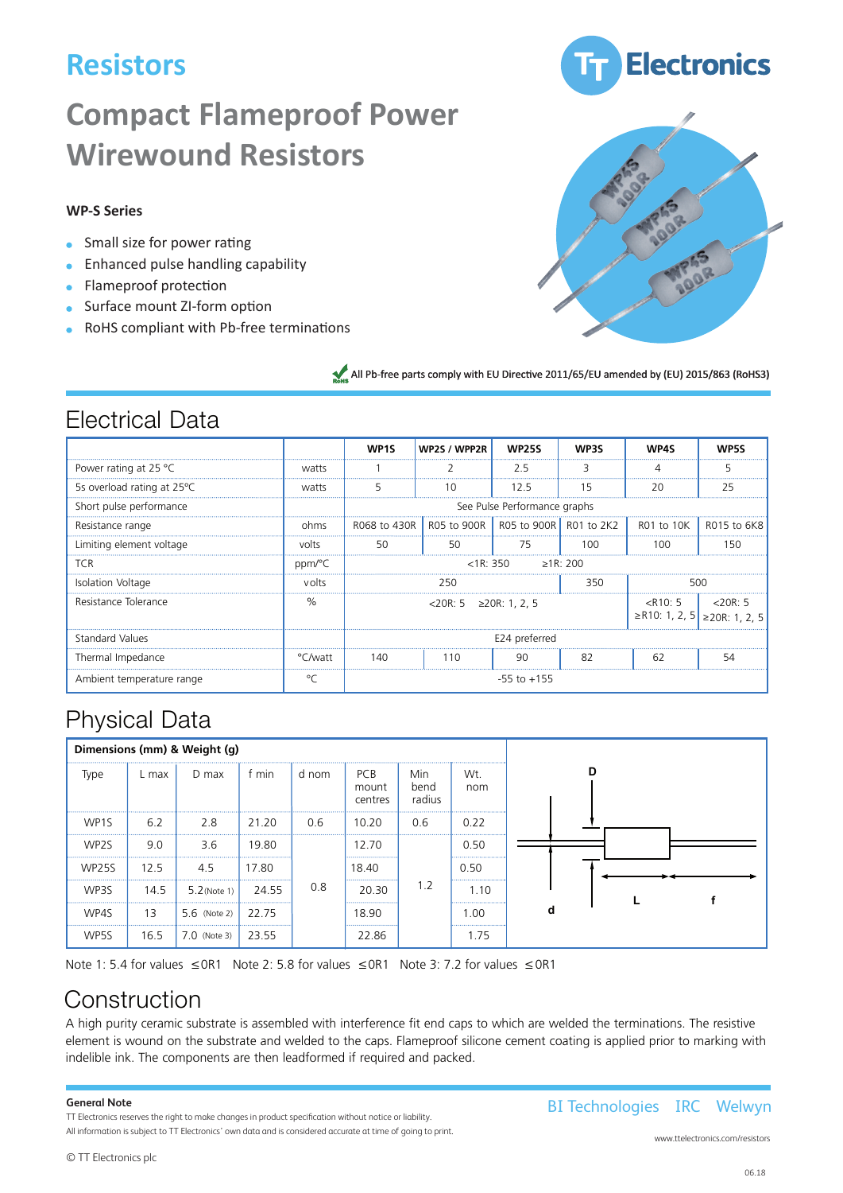Resistors

# Compact Flameproof Power Wirewound Resistors

### WP-S Series

- Small size for power rating
- Enhanced pulse handling capability
- Flameproof protection
- Surface mount ZI-form option
- RoHS compliant with Pb-free terminations

All Pb-free parts comply with EU Directive 2011/65/EU amended by (EU) 2015/863 (RoHS3)

## Electrical Data

| | | WP1S | WP2S / WPP2R | WP25S | WP3S | WP4S | WP5S |
|---|---|---|---|---|---|---|---|
| Power rating at 25 °C | watts | 1 | 2 | 2.5 | 3 | 4 | 5 |
| 5s overload rating at 25°C | watts | 5 | 10 | 12.5 | 15 | 20 | 25 |
| Short pulse performance | | See Pulse Performance graphs | | | | | |
| Resistance range | ohms | R068 to 430R | R05 to 900R | R05 to 900R | R01 to 2K2 | R01 to 10K | R015 to 6K8 |
| Limiting element voltage | volts | 50 | 50 | 75 | 100 | 100 | 150 |
| TCR | ppm/°C | <1R: 350 ≥1R: 200 | | | | | |
| Isolation Voltage | volts | 250 | | | 350 | 500 | |
| Resistance Tolerance | % | <20R: 5 ≥20R: 1, 2, 5 | | | | <R10: 5 ≥R10: 1, 2, 5 | <20R: 5 ≥20R: 1, 2, 5 |
| Standard Values | | E24 preferred | | | | | |
| Thermal Impedance | °C/watt | 140 | 110 | 90 | 82 | 62 | 54 |
| Ambient temperature range | °C | -55 to +155 | | | | | |

## Physical Data

**Dimensions (mm) & Weight (g)**

| Type | L max | D max | f min | d nom | PCB mount centres | Min bend radius | Wt. nom |
|---|---|---|---|---|---|---|---|
| WP1S | 6.2 | 2.8 | 21.20 | 0.6 | 10.20 | 0.6 | 0.22 |
| WP2S | 9.0 | 3.6 | 19.80 | 0.8 | 12.70 | 1.2 | 0.50 |
| WP25S | 12.5 | 4.5 | 17.80 | 0.8 | 18.40 | 1.2 | 0.50 |
| WP3S | 14.5 | 5.2 (Note 1) | 24.55 | 0.8 | 20.30 | 1.2 | 1.10 |
| WP4S | 13 | 5.6 (Note 2) | 22.75 | 0.8 | 18.90 | 1.2 | 1.00 |
| WP5S | 16.5 | 7.0 (Note 3) | 23.55 | 0.8 | 22.86 | 1.2 | 1.75 |

Note 1: 5.4 for values ≤0R1 Note 2: 5.8 for values ≤0R1 Note 3: 7.2 for values ≤0R1

## Construction

A high purity ceramic substrate is assembled with interference fit end caps to which are welded the terminations. The resistive element is wound on the substrate and welded to the caps. Flameproof silicone cement coating is applied prior to marking with indelible ink. The components are then leadformed if required and packed.

**General Note**

TT Electronics reserves the right to make changes in product specification without notice or liability.
All information is subject to TT Electronics' own data and is considered accurate at time of going to print.

© TT Electronics plc

BI Technologies IRC Welwyn

www.ttelectronics.com/resistors

06.18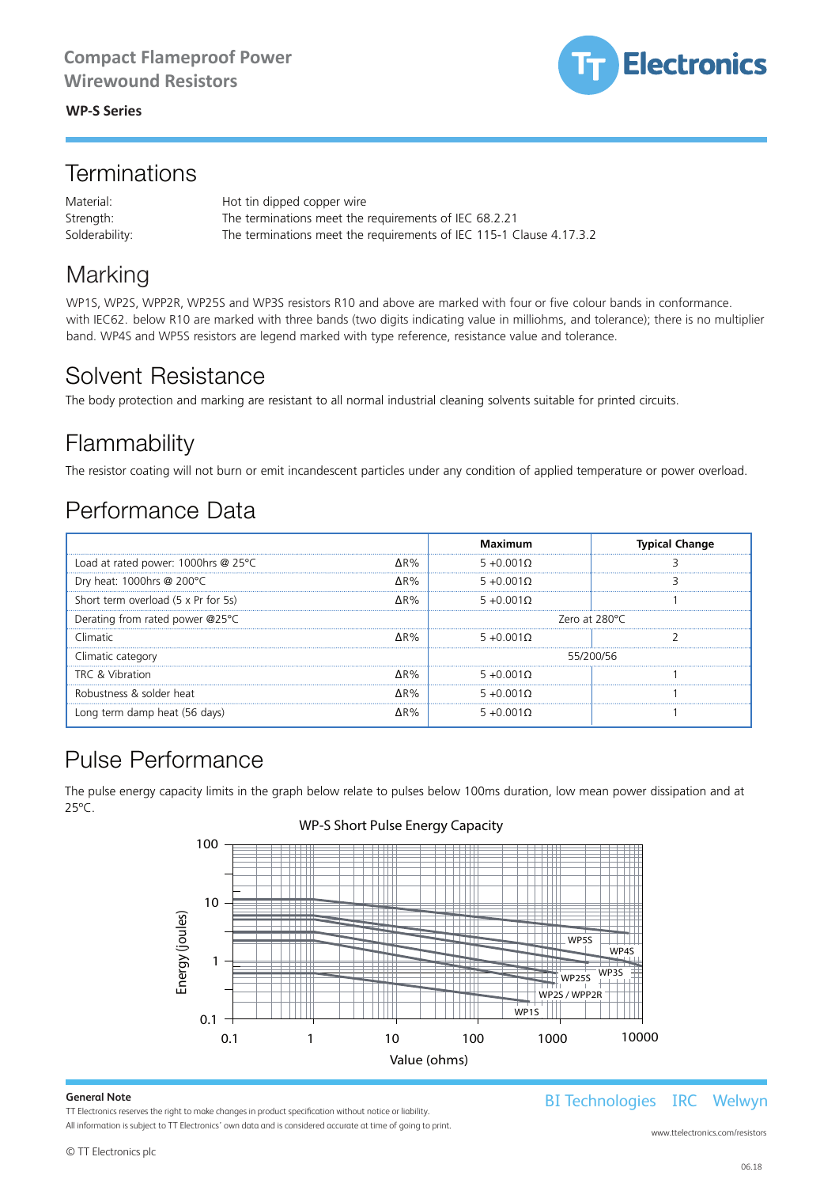Compact Flameproof Power Wirewound Resistors

**WP-S Series**

## Terminations

| | |
|---|---|
| Material: | Hot tin dipped copper wire |
| Strength: | The terminations meet the requirements of IEC 68.2.21 |
| Solderability: | The terminations meet the requirements of IEC 115-1 Clause 4.17.3.2 |

## Marking

WP1S, WP2S, WPP2R, WP25S and WP3S resistors R10 and above are marked with four or five colour bands in conformance. with IEC62. below R10 are marked with three bands (two digits indicating value in milliohms, and tolerance); there is no multiplier band. WP4S and WP5S resistors are legend marked with type reference, resistance value and tolerance.

## Solvent Resistance

The body protection and marking are resistant to all normal industrial cleaning solvents suitable for printed circuits.

## Flammability

The resistor coating will not burn or emit incandescent particles under any condition of applied temperature or power overload.

## Performance Data

| | | **Maximum** | **Typical Change** |
|---|---|---|---|
| Load at rated power: 1000hrs @ 25°C | ΔR% | 5 +0.001Ω | 3 |
| Dry heat: 1000hrs @ 200°C | ΔR% | 5 +0.001Ω | 3 |
| Short term overload (5 x Pr for 5s) | ΔR% | 5 +0.001Ω | 1 |
| Derating from rated power @25°C | | Zero at 280°C | |
| Climatic | ΔR% | 5 +0.001Ω | 2 |
| Climatic category | | 55/200/56 | |
| TRC & Vibration | ΔR% | 5 +0.001Ω | 1 |
| Robustness & solder heat | ΔR% | 5 +0.001Ω | 1 |
| Long term damp heat (56 days) | ΔR% | 5 +0.001Ω | 1 |

## Pulse Performance

The pulse energy capacity limits in the graph below relate to pulses below 100ms duration, low mean power dissipation and at 25°C.

WP-S Short Pulse Energy Capacity

**General Note**

TT Electronics reserves the right to make changes in product specification without notice or liability.

All information is subject to TT Electronics' own data and is considered accurate at time of going to print.

© TT Electronics plc

BI Technologies IRC Welwyn

www.ttelectronics.com/resistors

06.18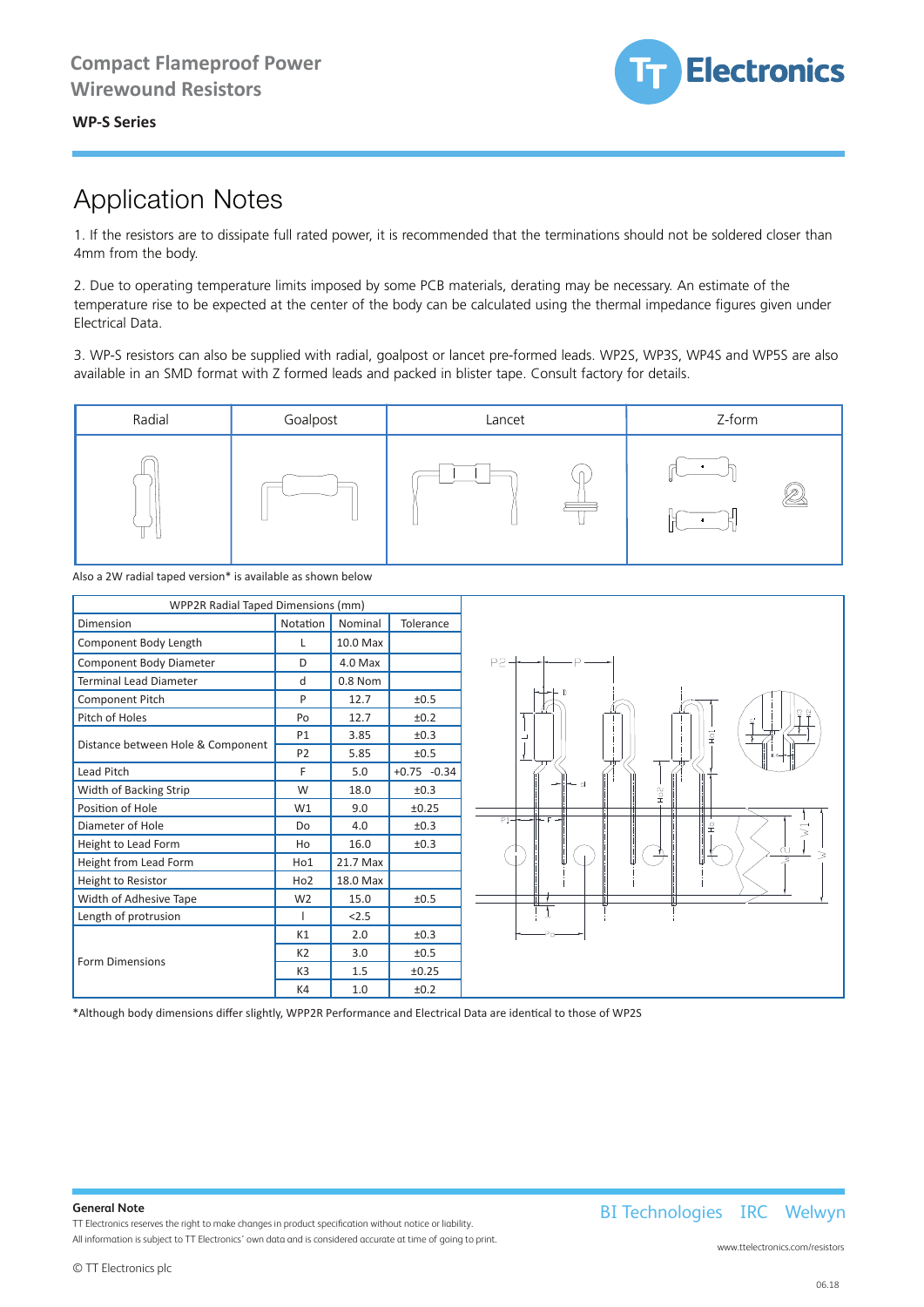## Application Notes

1. If the resistors are to dissipate full rated power, it is recommended that the terminations should not be soldered closer than 4mm from the body.

2. Due to operating temperature limits imposed by some PCB materials, derating may be necessary. An estimate of the temperature rise to be expected at the center of the body can be calculated using the thermal impedance figures given under Electrical Data.

3. WP-S resistors can also be supplied with radial, goalpost or lancet pre-formed leads. WP2S, WP3S, WP4S and WP5S are also available in an SMD format with Z formed leads and packed in blister tape. Consult factory for details.

| Radial | Goalpost | Lancet | Z-form |
|---|---|---|---|
| | | | |

Also a 2W radial taped version* is available as shown below

| WPP2R Radial Taped Dimensions (mm) | | | |
|---|---|---|---|
| Dimension | Notation | Nominal | Tolerance |
| Component Body Length | L | 10.0 Max | |
| Component Body Diameter | D | 4.0 Max | |
| Terminal Lead Diameter | d | 0.8 Nom | |
| Component Pitch | P | 12.7 | ±0.5 |
| Pitch of Holes | Po | 12.7 | ±0.2 |
| Distance between Hole & Component | P1 | 3.85 | ±0.3 |
| | P2 | 5.85 | ±0.5 |
| Lead Pitch | F | 5.0 | +0.75 -0.34 |
| Width of Backing Strip | W | 18.0 | ±0.3 |
| Position of Hole | W1 | 9.0 | ±0.25 |
| Diameter of Hole | Do | 4.0 | ±0.3 |
| Height to Lead Form | Ho | 16.0 | ±0.3 |
| Height from Lead Form | Ho1 | 21.7 Max | |
| Height to Resistor | Ho2 | 18.0 Max | |
| Width of Adhesive Tape | W2 | 15.0 | ±0.5 |
| Length of protrusion | l | <2.5 | |
| Form Dimensions | K1 | 2.0 | ±0.3 |
| | K2 | 3.0 | ±0.5 |
| | K3 | 1.5 | ±0.25 |
| | K4 | 1.0 | ±0.2 |

*Although body dimensions differ slightly, WPP2R Performance and Electrical Data are identical to those of WP2S

**General Note**

TT Electronics reserves the right to make changes in product specification without notice or liability.
All information is subject to TT Electronics' own data and is considered accurate at time of going to print.

© TT Electronics plc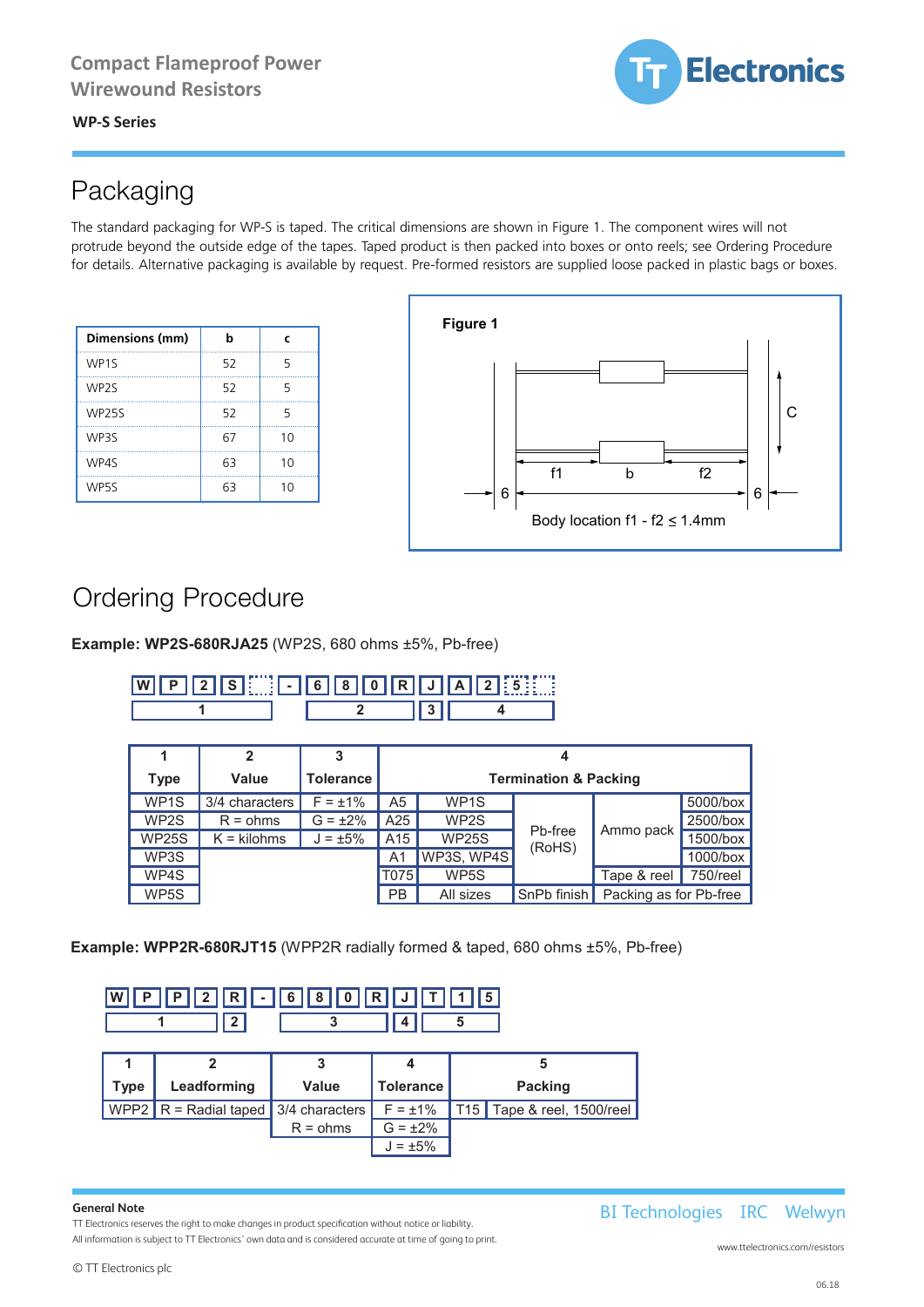## Packaging

The standard packaging for WP-S is taped. The critical dimensions are shown in Figure 1. The component wires will not protrude beyond the outside edge of the tapes. Taped product is then packed into boxes or onto reels; see Ordering Procedure for details. Alternative packaging is available by request. Pre-formed resistors are supplied loose packed in plastic bags or boxes.

| Dimensions (mm) | b | c |
|---|---|---|
| WP1S | 52 | 5 |
| WP2S | 52 | 5 |
| WP25S | 52 | 5 |
| WP3S | 67 | 10 |
| WP4S | 63 | 10 |
| WP5S | 63 | 10 |

**Figure 1**

C
f1 b f2
6 6
Body location f1 - f2 ≤ 1.4mm

## Ordering Procedure

**Example: WP2S-680RJA25** (WP2S, 680 ohms ±5%, Pb-free)

W P 2 S - 6 8 0 R J A 2 5
1 2 3 4

| 1 | 2 | 3 | 4 | | | | |
|---|---|---|---|---|---|---|---|
| **Type** | **Value** | **Tolerance** | **Termination & Packing** | | | | |
| WP1S | 3/4 characters | F = ±1% | A5 | WP1S | Pb-free (RoHS) | Ammo pack | 5000/box |
| WP2S | R = ohms | G = ±2% | A25 | WP2S | | | 2500/box |
| WP25S | K = kilohms | J = ±5% | A15 | WP25S | | | 1500/box |
| WP3S | | | A1 | WP3S, WP4S | | | 1000/box |
| WP4S | | | T075 | WP5S | | Tape & reel | 750/reel |
| WP5S | | | PB | All sizes | SnPb finish | Packing as for Pb-free | |

**Example: WPP2R-680RJT15** (WPP2R radially formed & taped, 680 ohms ±5%, Pb-free)

W P P 2 R - 6 8 0 R J T 1 5
1 2 3 4 5

| 1 | 2 | 3 | 4 | 5 | |
|---|---|---|---|---|---|
| **Type** | **Leadforming** | **Value** | **Tolerance** | **Packing** | |
| WPP2 | R = Radial taped | 3/4 characters | F = ±1% | T15 | Tape & reel, 1500/reel |
| | | R = ohms | G = ±2% | | |
| | | | J = ±5% | | |

**General Note**
TT Electronics reserves the right to make changes in product specification without notice or liability.
All information is subject to TT Electronics' own data and is considered accurate at time of going to print.

© TT Electronics plc

BI Technologies IRC Welwyn

www.ttelectronics.com/resistors

06.18